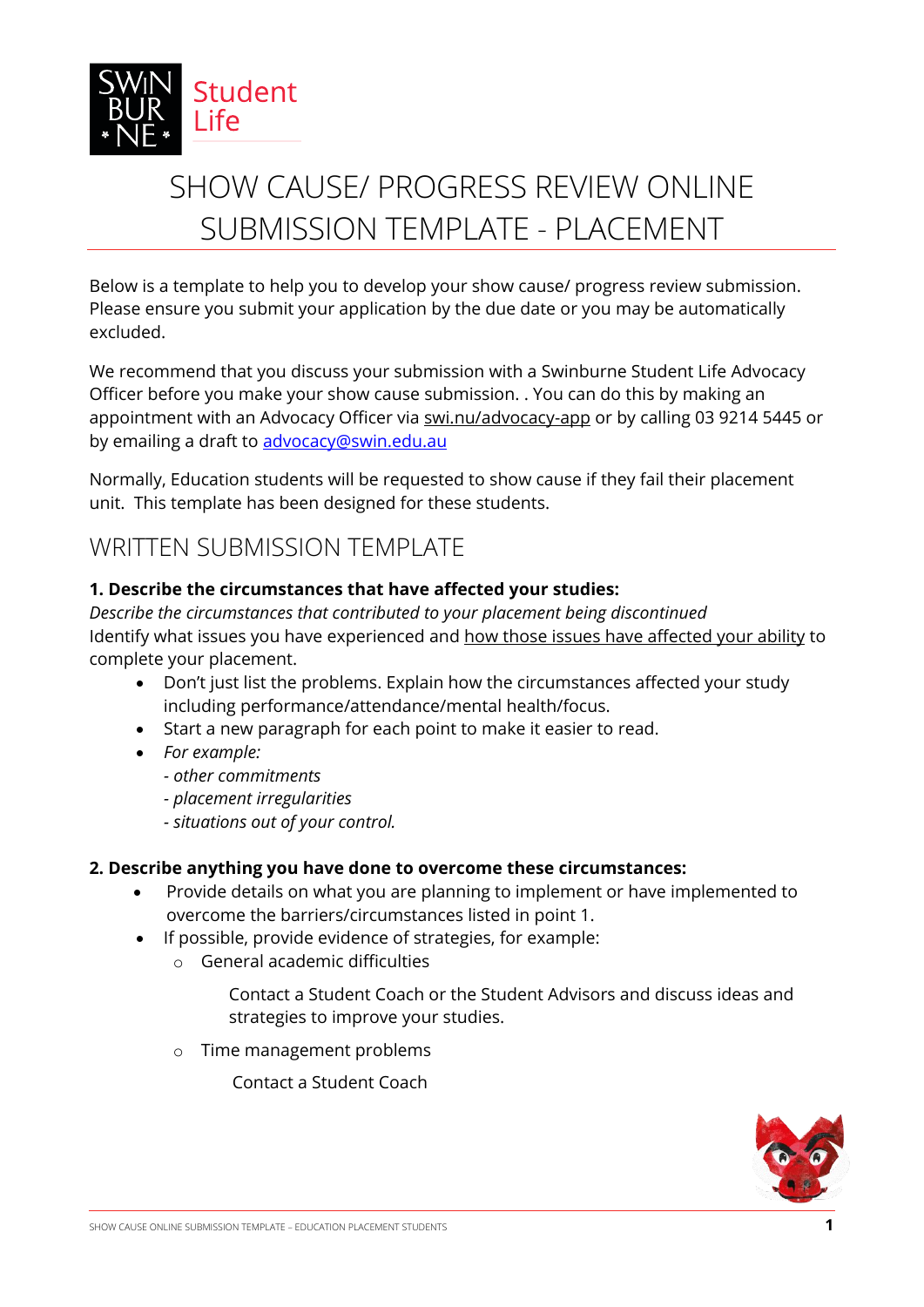Swinburne Student Life

# SHOW CAUSE/ PROGRESS REVIEW ONLINE SUBMISSION TEMPLATE - PLACEMENT

Below is a template to help you to develop your show cause/ progress review submission. Please ensure you submit your application by the due date or you may be automatically excluded.

We recommend that you discuss your submission with a Swinburne Student Life Advocacy Officer before you make your show cause submission. . You can do this by making an appointment with an Advocacy Officer via swi.nu/advocacy-app or by calling 03 9214 5445 or by emailing a draft to [advocacy@swin.edu.au](mailto:advocacy@swin.edu.au)

Normally, Education students will be requested to show cause if they fail their placement unit. This template has been designed for these students.

## WRITTEN SUBMISSION TEMPLATE

**1. Describe the circumstances that have affected your studies:**

*Describe the circumstances that contributed to your placement being discontinued*

Identify what issues you have experienced and how those issues have affected your ability to complete your placement.

- Don't just list the problems. Explain how the circumstances affected your study including performance/attendance/mental health/focus.
- Start a new paragraph for each point to make it easier to read.
- *For example:*
  *- other commitments*
  *- placement irregularities*
  *- situations out of your control.*

**2. Describe anything you have done to overcome these circumstances:**

- Provide details on what you are planning to implement or have implemented to overcome the barriers/circumstances listed in point 1.
- If possible, provide evidence of strategies, for example:
  - General academic difficulties

    Contact a Student Coach or the Student Advisors and discuss ideas and strategies to improve your studies.

  - Time management problems

    Contact a Student Coach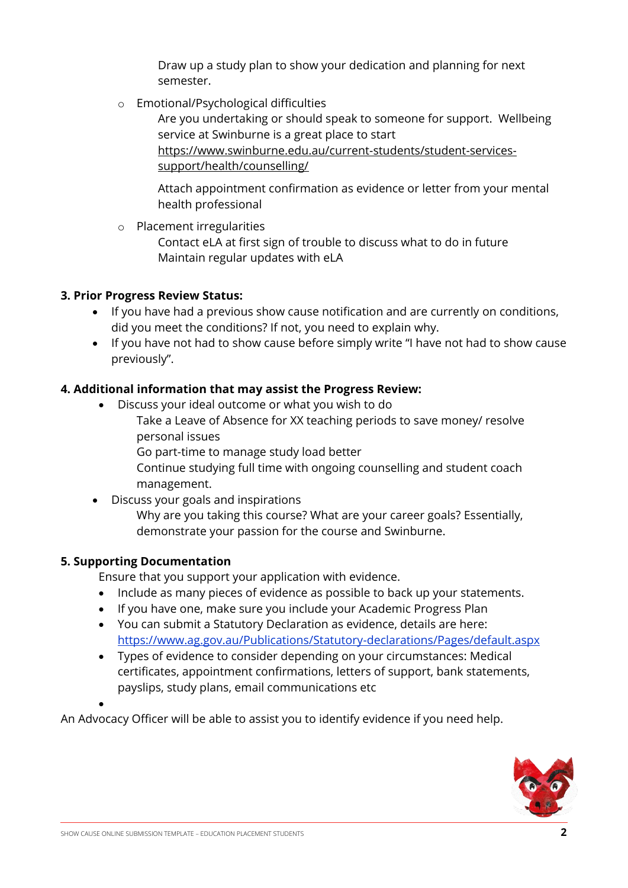Draw up a study plan to show your dedication and planning for next semester.

- Emotional/Psychological difficulties

  Are you undertaking or should speak to someone for support. Wellbeing service at Swinburne is a great place to start https://www.swinburne.edu.au/current-students/student-services-support/health/counselling/

  Attach appointment confirmation as evidence or letter from your mental health professional

- Placement irregularities

  Contact eLA at first sign of trouble to discuss what to do in future
  Maintain regular updates with eLA

**3. Prior Progress Review Status:**

- If you have had a previous show cause notification and are currently on conditions, did you meet the conditions? If not, you need to explain why.
- If you have not had to show cause before simply write "I have not had to show cause previously".

**4. Additional information that may assist the Progress Review:**

- Discuss your ideal outcome or what you wish to do

  Take a Leave of Absence for XX teaching periods to save money/ resolve personal issues
  Go part-time to manage study load better
  Continue studying full time with ongoing counselling and student coach management.

- Discuss your goals and inspirations

  Why are you taking this course? What are your career goals? Essentially, demonstrate your passion for the course and Swinburne.

**5. Supporting Documentation**

Ensure that you support your application with evidence.

- Include as many pieces of evidence as possible to back up your statements.
- If you have one, make sure you include your Academic Progress Plan
- You can submit a Statutory Declaration as evidence, details are here: https://www.ag.gov.au/Publications/Statutory-declarations/Pages/default.aspx
- Types of evidence to consider depending on your circumstances: Medical certificates, appointment confirmations, letters of support, bank statements, payslips, study plans, email communications etc

An Advocacy Officer will be able to assist you to identify evidence if you need help.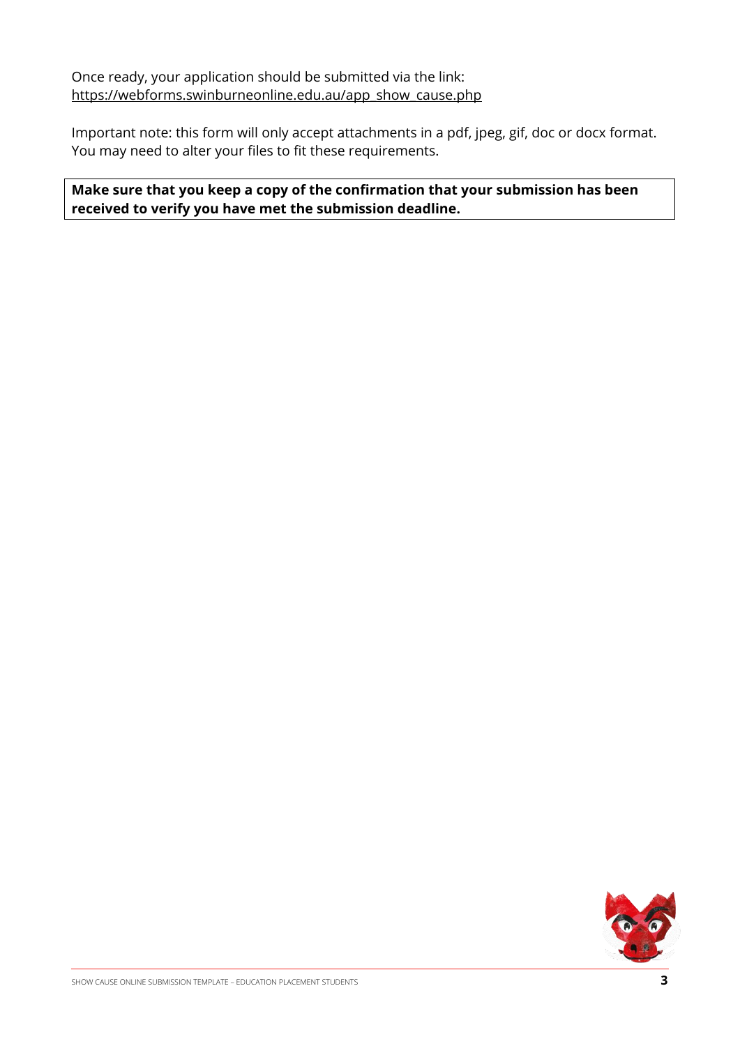Once ready, your application should be submitted via the link:
https://webforms.swinburneonline.edu.au/app_show_cause.php

Important note: this form will only accept attachments in a pdf, jpeg, gif, doc or docx format. You may need to alter your files to fit these requirements.

**Make sure that you keep a copy of the confirmation that your submission has been received to verify you have met the submission deadline.**